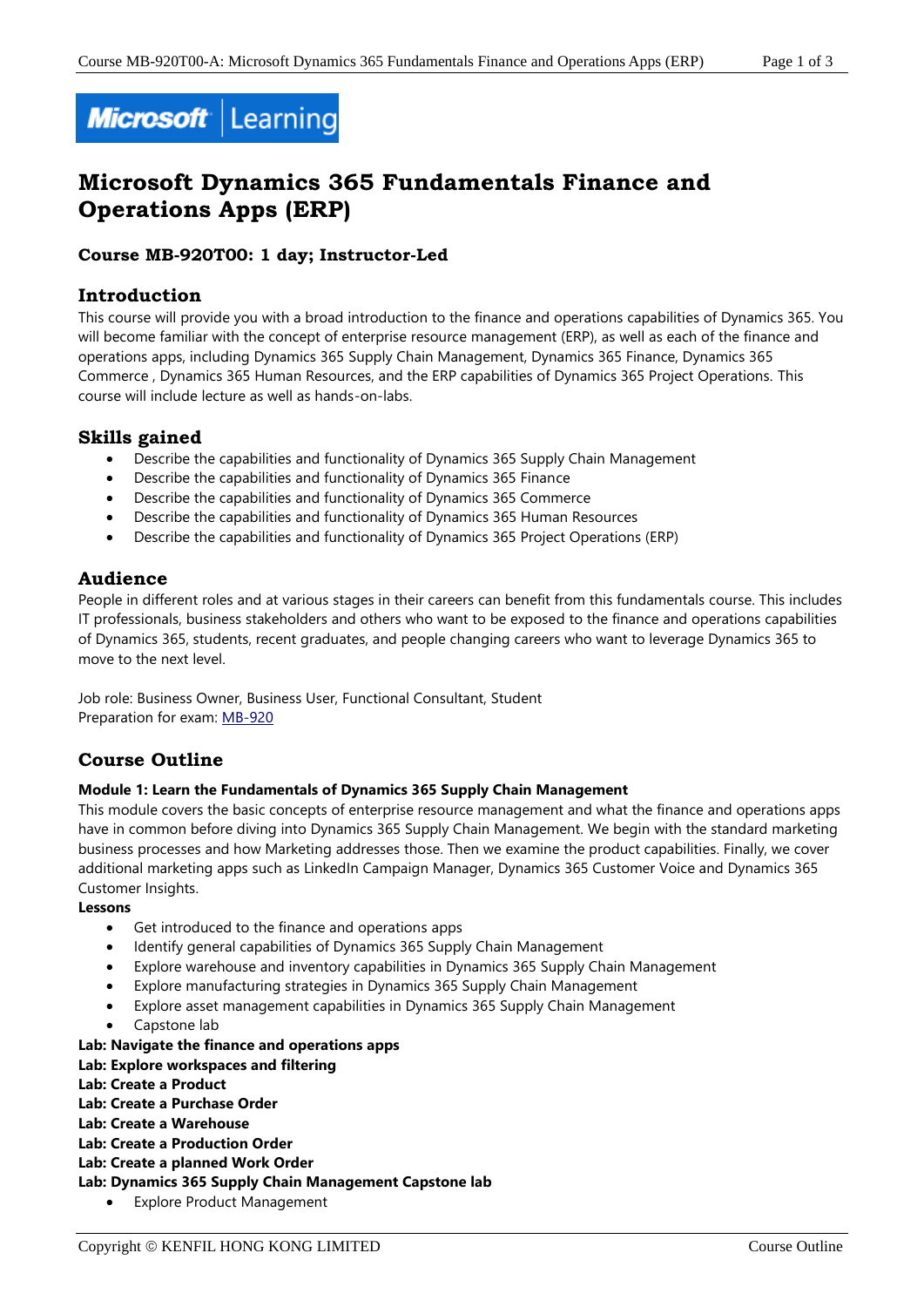# Microsoft Dynamics 365 Fundamentals Finance and Operations Apps (ERP)

### Course MB-920T00: 1 day; Instructor-Led

## Introduction

This course will provide you with a broad introduction to the finance and operations capabilities of Dynamics 365. You will become familiar with the concept of enterprise resource management (ERP), as well as each of the finance and operations apps, including Dynamics 365 Supply Chain Management, Dynamics 365 Finance, Dynamics 365 Commerce , Dynamics 365 Human Resources, and the ERP capabilities of Dynamics 365 Project Operations. This course will include lecture as well as hands-on-labs.

## Skills gained

- Describe the capabilities and functionality of Dynamics 365 Supply Chain Management
- Describe the capabilities and functionality of Dynamics 365 Finance
- Describe the capabilities and functionality of Dynamics 365 Commerce
- Describe the capabilities and functionality of Dynamics 365 Human Resources
- Describe the capabilities and functionality of Dynamics 365 Project Operations (ERP)

## Audience

People in different roles and at various stages in their careers can benefit from this fundamentals course. This includes IT professionals, business stakeholders and others who want to be exposed to the finance and operations capabilities of Dynamics 365, students, recent graduates, and people changing careers who want to leverage Dynamics 365 to move to the next level.

Job role: Business Owner, Business User, Functional Consultant, Student
Preparation for exam: MB-920

## Course Outline

**Module 1: Learn the Fundamentals of Dynamics 365 Supply Chain Management**

This module covers the basic concepts of enterprise resource management and what the finance and operations apps have in common before diving into Dynamics 365 Supply Chain Management. We begin with the standard marketing business processes and how Marketing addresses those. Then we examine the product capabilities. Finally, we cover additional marketing apps such as LinkedIn Campaign Manager, Dynamics 365 Customer Voice and Dynamics 365 Customer Insights.

**Lessons**

- Get introduced to the finance and operations apps
- Identify general capabilities of Dynamics 365 Supply Chain Management
- Explore warehouse and inventory capabilities in Dynamics 365 Supply Chain Management
- Explore manufacturing strategies in Dynamics 365 Supply Chain Management
- Explore asset management capabilities in Dynamics 365 Supply Chain Management
- Capstone lab

**Lab: Navigate the finance and operations apps**
**Lab: Explore workspaces and filtering**
**Lab: Create a Product**
**Lab: Create a Purchase Order**
**Lab: Create a Warehouse**
**Lab: Create a Production Order**
**Lab: Create a planned Work Order**
**Lab: Dynamics 365 Supply Chain Management Capstone lab**

- Explore Product Management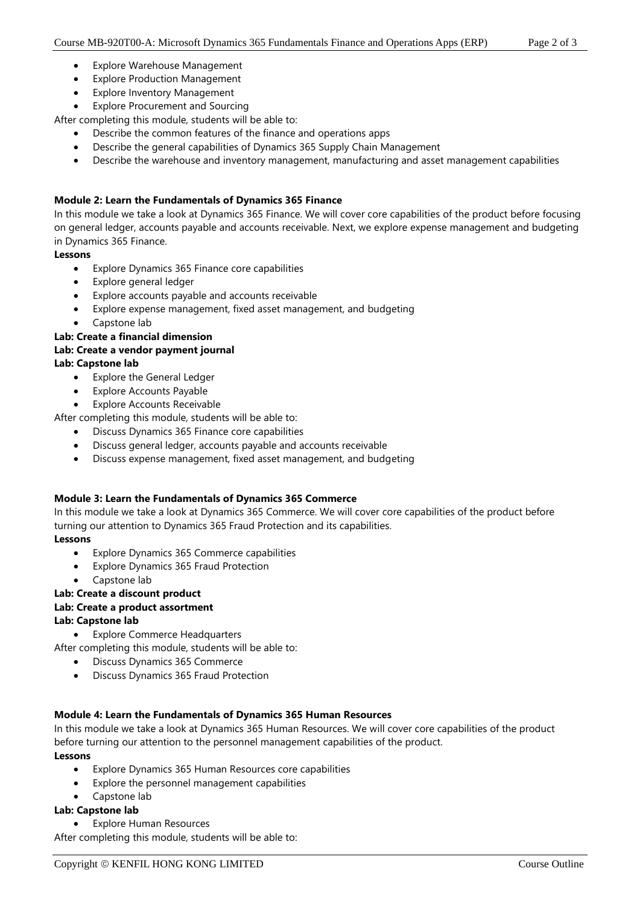- Explore Warehouse Management
- Explore Production Management
- Explore Inventory Management
- Explore Procurement and Sourcing

After completing this module, students will be able to:

- Describe the common features of the finance and operations apps
- Describe the general capabilities of Dynamics 365 Supply Chain Management
- Describe the warehouse and inventory management, manufacturing and asset management capabilities

**Module 2: Learn the Fundamentals of Dynamics 365 Finance**

In this module we take a look at Dynamics 365 Finance. We will cover core capabilities of the product before focusing on general ledger, accounts payable and accounts receivable. Next, we explore expense management and budgeting in Dynamics 365 Finance.

**Lessons**

- Explore Dynamics 365 Finance core capabilities
- Explore general ledger
- Explore accounts payable and accounts receivable
- Explore expense management, fixed asset management, and budgeting
- Capstone lab

**Lab: Create a financial dimension**

**Lab: Create a vendor payment journal**

**Lab: Capstone lab**

- Explore the General Ledger
- Explore Accounts Payable
- Explore Accounts Receivable

After completing this module, students will be able to:

- Discuss Dynamics 365 Finance core capabilities
- Discuss general ledger, accounts payable and accounts receivable
- Discuss expense management, fixed asset management, and budgeting

**Module 3: Learn the Fundamentals of Dynamics 365 Commerce**

In this module we take a look at Dynamics 365 Commerce. We will cover core capabilities of the product before turning our attention to Dynamics 365 Fraud Protection and its capabilities.

**Lessons**

- Explore Dynamics 365 Commerce capabilities
- Explore Dynamics 365 Fraud Protection
- Capstone lab

**Lab: Create a discount product**

**Lab: Create a product assortment**

**Lab: Capstone lab**

- Explore Commerce Headquarters

After completing this module, students will be able to:

- Discuss Dynamics 365 Commerce
- Discuss Dynamics 365 Fraud Protection

**Module 4: Learn the Fundamentals of Dynamics 365 Human Resources**

In this module we take a look at Dynamics 365 Human Resources. We will cover core capabilities of the product before turning our attention to the personnel management capabilities of the product.

**Lessons**

- Explore Dynamics 365 Human Resources core capabilities
- Explore the personnel management capabilities
- Capstone lab

**Lab: Capstone lab**

- Explore Human Resources

After completing this module, students will be able to: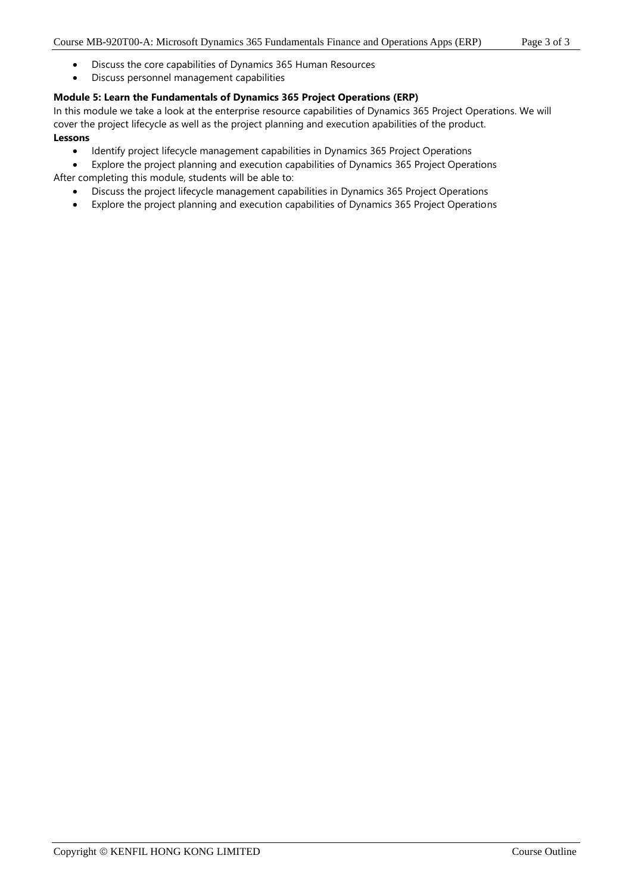- Discuss the core capabilities of Dynamics 365 Human Resources
- Discuss personnel management capabilities

**Module 5: Learn the Fundamentals of Dynamics 365 Project Operations (ERP)**

In this module we take a look at the enterprise resource capabilities of Dynamics 365 Project Operations. We will cover the project lifecycle as well as the project planning and execution apabilities of the product.

**Lessons**

- Identify project lifecycle management capabilities in Dynamics 365 Project Operations
- Explore the project planning and execution capabilities of Dynamics 365 Project Operations

After completing this module, students will be able to:

- Discuss the project lifecycle management capabilities in Dynamics 365 Project Operations
- Explore the project planning and execution capabilities of Dynamics 365 Project Operations